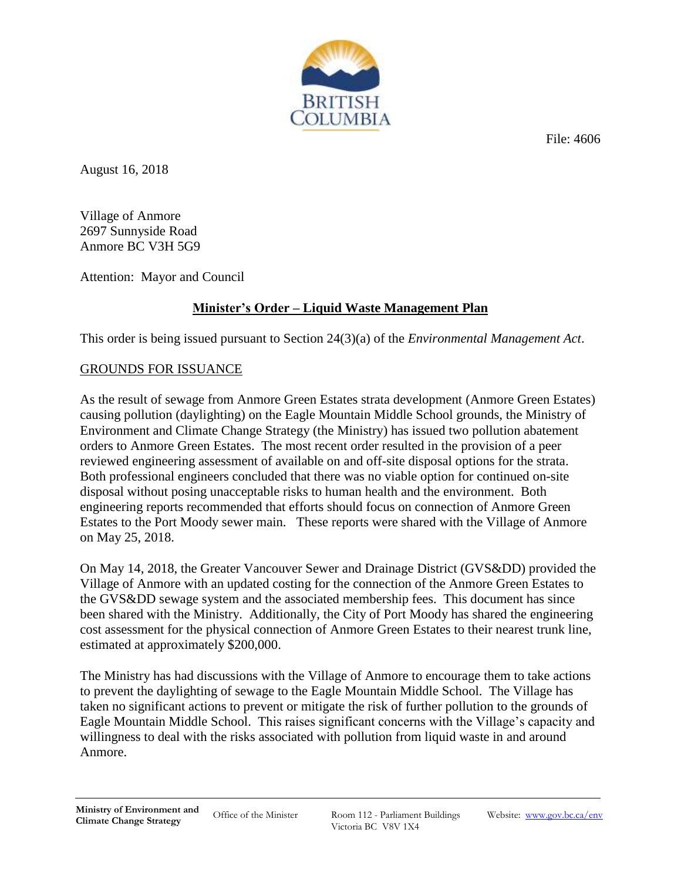File: 4606

August 16, 2018

Village of Anmore
2697 Sunnyside Road
Anmore BC V3H 5G9

Attention: Mayor and Council

## Minister's Order – Liquid Waste Management Plan

This order is being issued pursuant to Section 24(3)(a) of the *Environmental Management Act*.

### GROUNDS FOR ISSUANCE

As the result of sewage from Anmore Green Estates strata development (Anmore Green Estates) causing pollution (daylighting) on the Eagle Mountain Middle School grounds, the Ministry of Environment and Climate Change Strategy (the Ministry) has issued two pollution abatement orders to Anmore Green Estates. The most recent order resulted in the provision of a peer reviewed engineering assessment of available on and off-site disposal options for the strata. Both professional engineers concluded that there was no viable option for continued on-site disposal without posing unacceptable risks to human health and the environment. Both engineering reports recommended that efforts should focus on connection of Anmore Green Estates to the Port Moody sewer main. These reports were shared with the Village of Anmore on May 25, 2018.

On May 14, 2018, the Greater Vancouver Sewer and Drainage District (GVS&DD) provided the Village of Anmore with an updated costing for the connection of the Anmore Green Estates to the GVS&DD sewage system and the associated membership fees. This document has since been shared with the Ministry. Additionally, the City of Port Moody has shared the engineering cost assessment for the physical connection of Anmore Green Estates to their nearest trunk line, estimated at approximately $200,000.

The Ministry has had discussions with the Village of Anmore to encourage them to take actions to prevent the daylighting of sewage to the Eagle Mountain Middle School. The Village has taken no significant actions to prevent or mitigate the risk of further pollution to the grounds of Eagle Mountain Middle School. This raises significant concerns with the Village's capacity and willingness to deal with the risks associated with pollution from liquid waste in and around Anmore.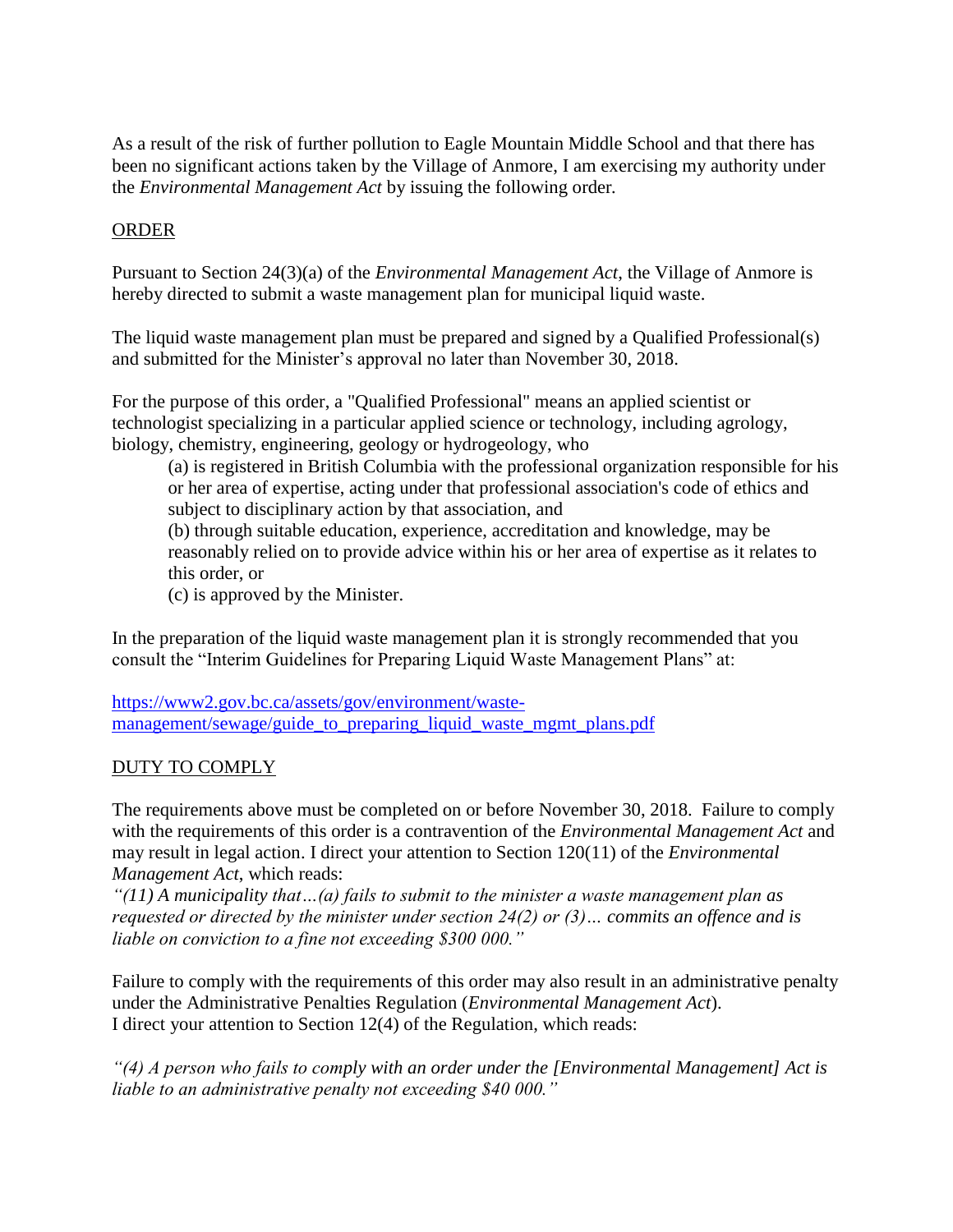As a result of the risk of further pollution to Eagle Mountain Middle School and that there has been no significant actions taken by the Village of Anmore, I am exercising my authority under the *Environmental Management Act* by issuing the following order.

## ORDER

Pursuant to Section 24(3)(a) of the *Environmental Management Act*, the Village of Anmore is hereby directed to submit a waste management plan for municipal liquid waste.

The liquid waste management plan must be prepared and signed by a Qualified Professional(s) and submitted for the Minister's approval no later than November 30, 2018.

For the purpose of this order, a "Qualified Professional" means an applied scientist or technologist specializing in a particular applied science or technology, including agrology, biology, chemistry, engineering, geology or hydrogeology, who

(a) is registered in British Columbia with the professional organization responsible for his or her area of expertise, acting under that professional association's code of ethics and subject to disciplinary action by that association, and

(b) through suitable education, experience, accreditation and knowledge, may be reasonably relied on to provide advice within his or her area of expertise as it relates to this order, or

(c) is approved by the Minister.

In the preparation of the liquid waste management plan it is strongly recommended that you consult the "Interim Guidelines for Preparing Liquid Waste Management Plans" at:

https://www2.gov.bc.ca/assets/gov/environment/waste-management/sewage/guide_to_preparing_liquid_waste_mgmt_plans.pdf

## DUTY TO COMPLY

The requirements above must be completed on or before November 30, 2018. Failure to comply with the requirements of this order is a contravention of the *Environmental Management Act* and may result in legal action. I direct your attention to Section 120(11) of the *Environmental Management Act*, which reads:

*"(11) A municipality that…(a) fails to submit to the minister a waste management plan as requested or directed by the minister under section 24(2) or (3)… commits an offence and is liable on conviction to a fine not exceeding $300 000."*

Failure to comply with the requirements of this order may also result in an administrative penalty under the Administrative Penalties Regulation (*Environmental Management Act*).
I direct your attention to Section 12(4) of the Regulation, which reads:

*"(4) A person who fails to comply with an order under the [Environmental Management] Act is liable to an administrative penalty not exceeding $40 000."*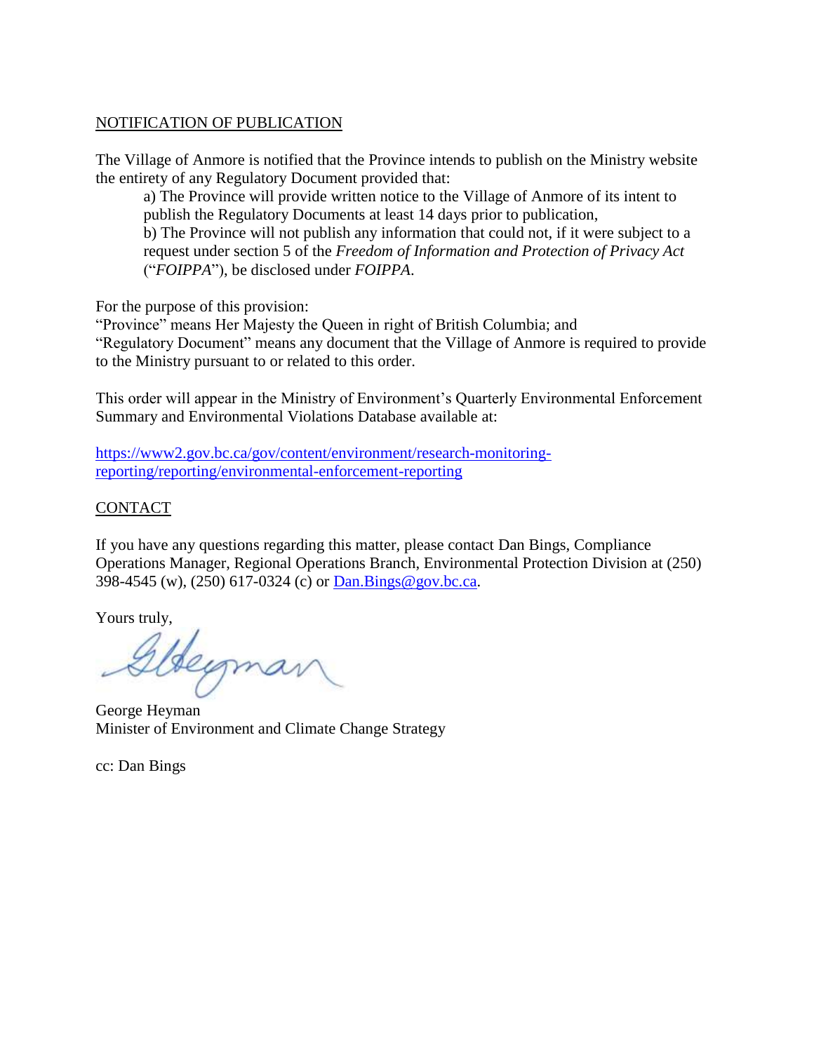NOTIFICATION OF PUBLICATION

The Village of Anmore is notified that the Province intends to publish on the Ministry website the entirety of any Regulatory Document provided that:

a) The Province will provide written notice to the Village of Anmore of its intent to publish the Regulatory Documents at least 14 days prior to publication,

b) The Province will not publish any information that could not, if it were subject to a request under section 5 of the *Freedom of Information and Protection of Privacy Act* ("*FOIPPA*"), be disclosed under *FOIPPA*.

For the purpose of this provision:
"Province" means Her Majesty the Queen in right of British Columbia; and
"Regulatory Document" means any document that the Village of Anmore is required to provide to the Ministry pursuant to or related to this order.

This order will appear in the Ministry of Environment's Quarterly Environmental Enforcement Summary and Environmental Violations Database available at:

https://www2.gov.bc.ca/gov/content/environment/research-monitoring-reporting/reporting/environmental-enforcement-reporting

CONTACT

If you have any questions regarding this matter, please contact Dan Bings, Compliance Operations Manager, Regional Operations Branch, Environmental Protection Division at (250) 398-4545 (w), (250) 617-0324 (c) or Dan.Bings@gov.bc.ca.

Yours truly,

George Heyman
Minister of Environment and Climate Change Strategy

cc: Dan Bings